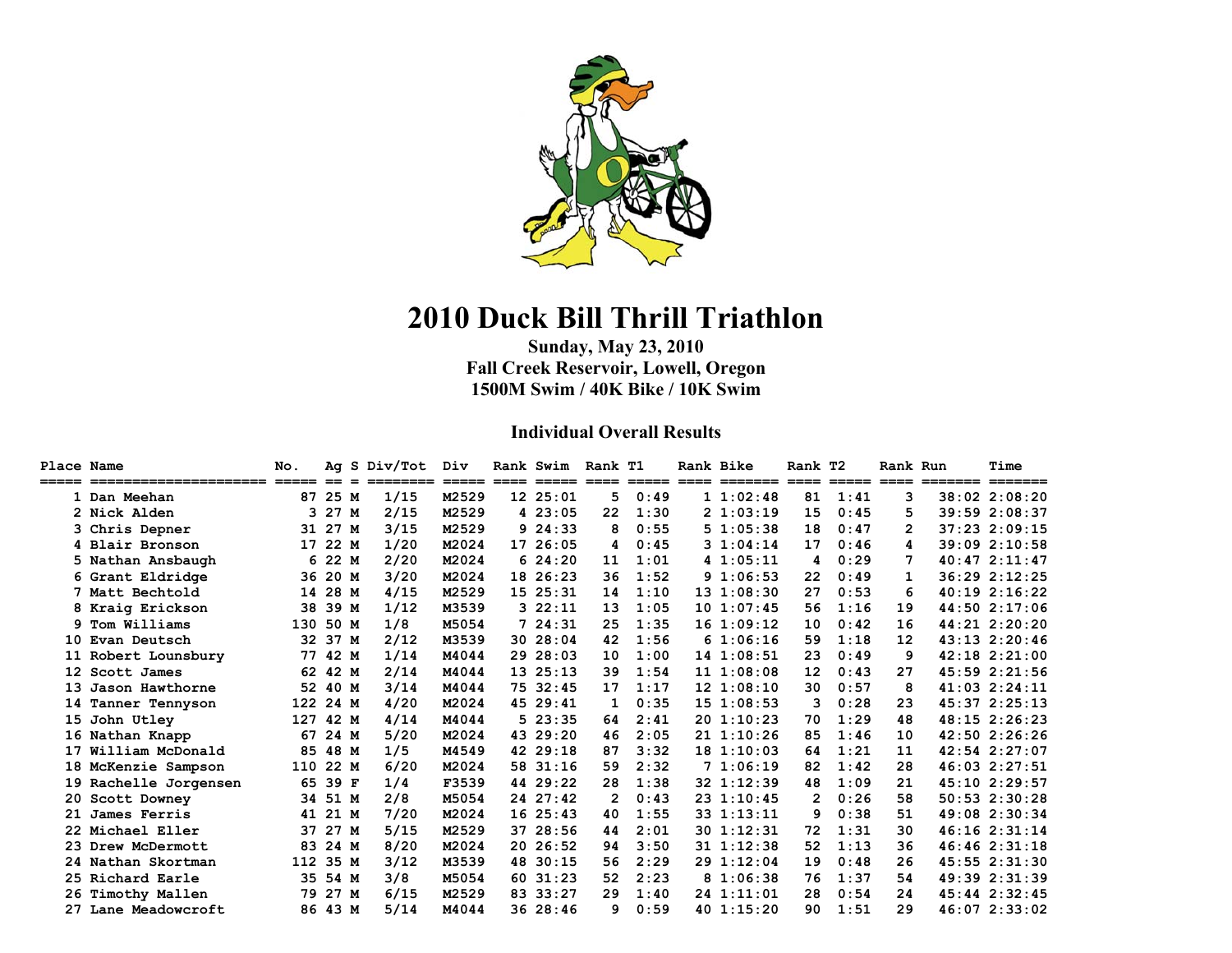# 2010 Duck Bill Thrill Triathlon

**Sunday, May 23, 2010**
**Fall Creek Reservoir, Lowell, Oregon**
**1500M Swim / 40K Bike / 10K Swim**

## Individual Overall Results

| Place | Name | No. | Ag | S | Div/Tot | Div | Rank | Swim | Rank | T1 | Rank | Bike | Rank | T2 | Rank | Run | Time |
|---|---|---|---|---|---|---|---|---|---|---|---|---|---|---|---|---|---|
| 1 | Dan Meehan | 87 | 25 | M | 1/15 | M2529 | 12 | 25:01 | 5 | 0:49 | 1 | 1:02:48 | 81 | 1:41 | 3 | 38:02 | 2:08:20 |
| 2 | Nick Alden | 3 | 27 | M | 2/15 | M2529 | 4 | 23:05 | 22 | 1:30 | 2 | 1:03:19 | 15 | 0:45 | 5 | 39:59 | 2:08:37 |
| 3 | Chris Depner | 31 | 27 | M | 3/15 | M2529 | 9 | 24:33 | 8 | 0:55 | 5 | 1:05:38 | 18 | 0:47 | 2 | 37:23 | 2:09:15 |
| 4 | Blair Bronson | 17 | 22 | M | 1/20 | M2024 | 17 | 26:05 | 4 | 0:45 | 3 | 1:04:14 | 17 | 0:46 | 4 | 39:09 | 2:10:58 |
| 5 | Nathan Ansbaugh | 6 | 22 | M | 2/20 | M2024 | 6 | 24:20 | 11 | 1:01 | 4 | 1:05:11 | 4 | 0:29 | 7 | 40:47 | 2:11:47 |
| 6 | Grant Eldridge | 36 | 20 | M | 3/20 | M2024 | 18 | 26:23 | 36 | 1:52 | 9 | 1:06:53 | 22 | 0:49 | 1 | 36:29 | 2:12:25 |
| 7 | Matt Bechtold | 14 | 28 | M | 4/15 | M2529 | 15 | 25:31 | 14 | 1:10 | 13 | 1:08:30 | 27 | 0:53 | 6 | 40:19 | 2:16:22 |
| 8 | Kraig Erickson | 38 | 39 | M | 1/12 | M3539 | 3 | 22:11 | 13 | 1:05 | 10 | 1:07:45 | 56 | 1:16 | 19 | 44:50 | 2:17:06 |
| 9 | Tom Williams | 130 | 50 | M | 1/8 | M5054 | 7 | 24:31 | 25 | 1:35 | 16 | 1:09:12 | 10 | 0:42 | 16 | 44:21 | 2:20:20 |
| 10 | Evan Deutsch | 32 | 37 | M | 2/12 | M3539 | 30 | 28:04 | 42 | 1:56 | 6 | 1:06:16 | 59 | 1:18 | 12 | 43:13 | 2:20:46 |
| 11 | Robert Lounsbury | 77 | 42 | M | 1/14 | M4044 | 29 | 28:03 | 10 | 1:00 | 14 | 1:08:51 | 23 | 0:49 | 9 | 42:18 | 2:21:00 |
| 12 | Scott James | 62 | 42 | M | 2/14 | M4044 | 13 | 25:13 | 39 | 1:54 | 11 | 1:08:08 | 12 | 0:43 | 27 | 45:59 | 2:21:56 |
| 13 | Jason Hawthorne | 52 | 40 | M | 3/14 | M4044 | 75 | 32:45 | 17 | 1:17 | 12 | 1:08:10 | 30 | 0:57 | 8 | 41:03 | 2:24:11 |
| 14 | Tanner Tennyson | 122 | 24 | M | 4/20 | M2024 | 45 | 29:41 | 1 | 0:35 | 15 | 1:08:53 | 3 | 0:28 | 23 | 45:37 | 2:25:13 |
| 15 | John Utley | 127 | 42 | M | 4/14 | M4044 | 5 | 23:35 | 64 | 2:41 | 20 | 1:10:23 | 70 | 1:29 | 48 | 48:15 | 2:26:23 |
| 16 | Nathan Knapp | 67 | 24 | M | 5/20 | M2024 | 43 | 29:20 | 46 | 2:05 | 21 | 1:10:26 | 85 | 1:46 | 10 | 42:50 | 2:26:26 |
| 17 | William McDonald | 85 | 48 | M | 1/5 | M4549 | 42 | 29:18 | 87 | 3:32 | 18 | 1:10:03 | 64 | 1:21 | 11 | 42:54 | 2:27:07 |
| 18 | McKenzie Sampson | 110 | 22 | M | 6/20 | M2024 | 58 | 31:16 | 59 | 2:32 | 7 | 1:06:19 | 82 | 1:42 | 28 | 46:03 | 2:27:51 |
| 19 | Rachelle Jorgensen | 65 | 39 | F | 1/4 | F3539 | 44 | 29:22 | 28 | 1:38 | 32 | 1:12:39 | 48 | 1:09 | 21 | 45:10 | 2:29:57 |
| 20 | Scott Downey | 34 | 51 | M | 2/8 | M5054 | 24 | 27:42 | 2 | 0:43 | 23 | 1:10:45 | 2 | 0:26 | 58 | 50:53 | 2:30:28 |
| 21 | James Ferris | 41 | 21 | M | 7/20 | M2024 | 16 | 25:43 | 40 | 1:55 | 33 | 1:13:11 | 9 | 0:38 | 51 | 49:08 | 2:30:34 |
| 22 | Michael Eller | 37 | 27 | M | 5/15 | M2529 | 37 | 28:56 | 44 | 2:01 | 30 | 1:12:31 | 72 | 1:31 | 30 | 46:16 | 2:31:14 |
| 23 | Drew McDermott | 83 | 24 | M | 8/20 | M2024 | 20 | 26:52 | 94 | 3:50 | 31 | 1:12:38 | 52 | 1:13 | 36 | 46:46 | 2:31:18 |
| 24 | Nathan Skortman | 112 | 35 | M | 3/12 | M3539 | 48 | 30:15 | 56 | 2:29 | 29 | 1:12:04 | 19 | 0:48 | 26 | 45:55 | 2:31:30 |
| 25 | Richard Earle | 35 | 54 | M | 3/8 | M5054 | 60 | 31:23 | 52 | 2:23 | 8 | 1:06:38 | 76 | 1:37 | 54 | 49:39 | 2:31:39 |
| 26 | Timothy Mallen | 79 | 27 | M | 6/15 | M2529 | 83 | 33:27 | 29 | 1:40 | 24 | 1:11:01 | 28 | 0:54 | 24 | 45:44 | 2:32:45 |
| 27 | Lane Meadowcroft | 86 | 43 | M | 5/14 | M4044 | 36 | 28:46 | 9 | 0:59 | 40 | 1:15:20 | 90 | 1:51 | 29 | 46:07 | 2:33:02 |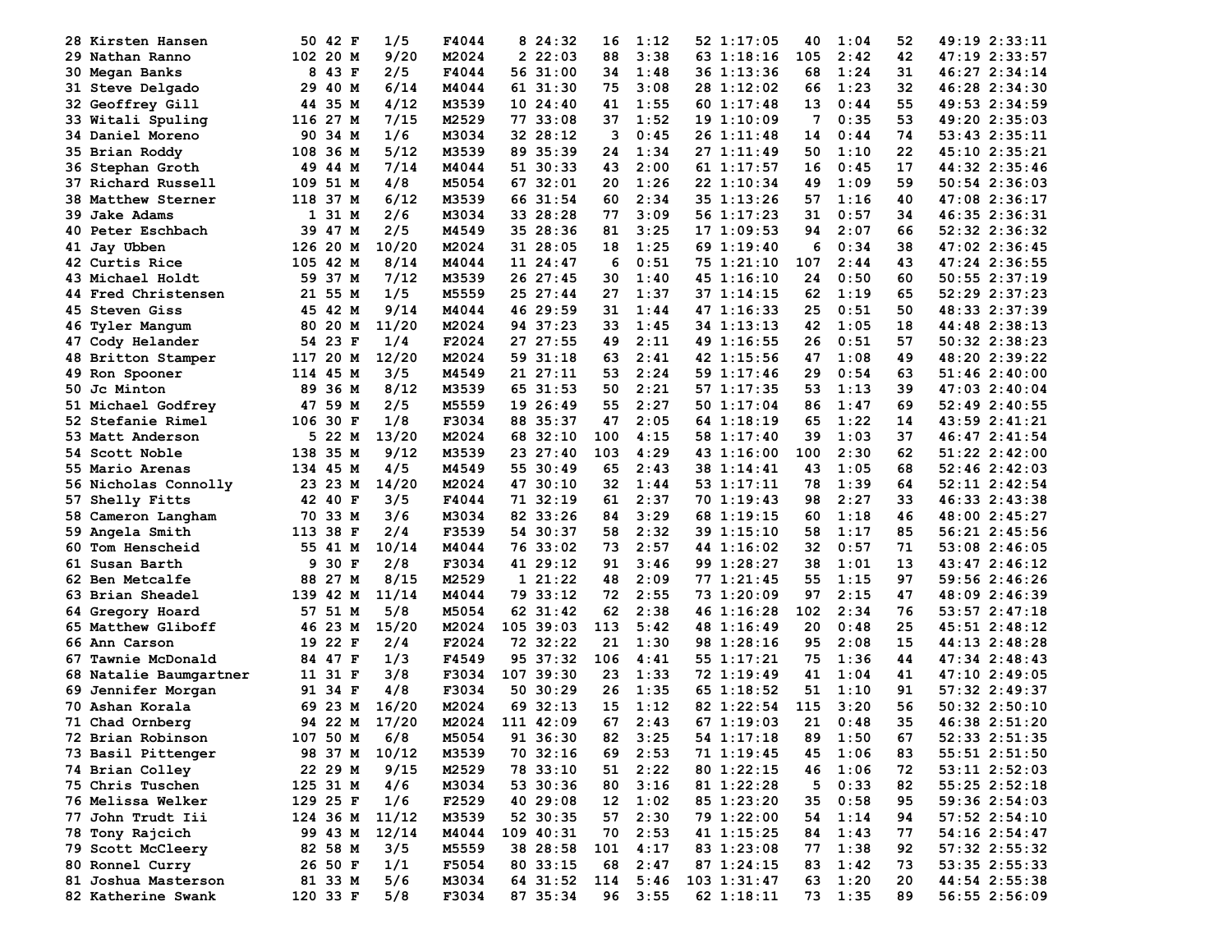| | | | | | | | | | | | | | | | | |
|---|---|---|---|---|---|---|---|---|---|---|---|---|---|---|---|---|
| 28 | Kirsten Hansen | 50 | 42 | F | 1/5 | F4044 | 8 | 24:32 | 16 | 1:12 | 52 | 1:17:05 | 40 | 1:04 | 52 | 49:19 2:33:11 |
| 29 | Nathan Ranno | 102 | 20 | M | 9/20 | M2024 | 2 | 22:03 | 88 | 3:38 | 63 | 1:18:16 | 105 | 2:42 | 42 | 47:19 2:33:57 |
| 30 | Megan Banks | 8 | 43 | F | 2/5 | F4044 | 56 | 31:00 | 34 | 1:48 | 36 | 1:13:36 | 68 | 1:24 | 31 | 46:27 2:34:14 |
| 31 | Steve Delgado | 29 | 40 | M | 6/14 | M4044 | 61 | 31:30 | 75 | 3:08 | 28 | 1:12:02 | 66 | 1:23 | 32 | 46:28 2:34:30 |
| 32 | Geoffrey Gill | 44 | 35 | M | 4/12 | M3539 | 10 | 24:40 | 41 | 1:55 | 60 | 1:17:48 | 13 | 0:44 | 55 | 49:53 2:34:59 |
| 33 | Witali Spuling | 116 | 27 | M | 7/15 | M2529 | 77 | 33:08 | 37 | 1:52 | 19 | 1:10:09 | 7 | 0:35 | 53 | 49:20 2:35:03 |
| 34 | Daniel Moreno | 90 | 34 | M | 1/6 | M3034 | 32 | 28:12 | 3 | 0:45 | 26 | 1:11:48 | 14 | 0:44 | 74 | 53:43 2:35:11 |
| 35 | Brian Roddy | 108 | 36 | M | 5/12 | M3539 | 89 | 35:39 | 24 | 1:34 | 27 | 1:11:49 | 50 | 1:10 | 22 | 45:10 2:35:21 |
| 36 | Stephan Groth | 49 | 44 | M | 7/14 | M4044 | 51 | 30:33 | 43 | 2:00 | 61 | 1:17:57 | 16 | 0:45 | 17 | 44:32 2:35:46 |
| 37 | Richard Russell | 109 | 51 | M | 4/8 | M5054 | 67 | 32:01 | 20 | 1:26 | 22 | 1:10:34 | 49 | 1:09 | 59 | 50:54 2:36:03 |
| 38 | Matthew Sterner | 118 | 37 | M | 6/12 | M3539 | 66 | 31:54 | 60 | 2:34 | 35 | 1:13:26 | 57 | 1:16 | 40 | 47:08 2:36:17 |
| 39 | Jake Adams | 1 | 31 | M | 2/6 | M3034 | 33 | 28:28 | 77 | 3:09 | 56 | 1:17:23 | 31 | 0:57 | 34 | 46:35 2:36:31 |
| 40 | Peter Eschbach | 39 | 47 | M | 2/5 | M4549 | 35 | 28:36 | 81 | 3:25 | 17 | 1:09:53 | 94 | 2:07 | 66 | 52:32 2:36:32 |
| 41 | Jay Ubben | 126 | 20 | M | 10/20 | M2024 | 31 | 28:05 | 18 | 1:25 | 69 | 1:19:40 | 6 | 0:34 | 38 | 47:02 2:36:45 |
| 42 | Curtis Rice | 105 | 42 | M | 8/14 | M4044 | 11 | 24:47 | 6 | 0:51 | 75 | 1:21:10 | 107 | 2:44 | 43 | 47:24 2:36:55 |
| 43 | Michael Holdt | 59 | 37 | M | 7/12 | M3539 | 26 | 27:45 | 30 | 1:40 | 45 | 1:16:10 | 24 | 0:50 | 60 | 50:55 2:37:19 |
| 44 | Fred Christensen | 21 | 55 | M | 1/5 | M5559 | 25 | 27:44 | 27 | 1:37 | 37 | 1:14:15 | 62 | 1:19 | 65 | 52:29 2:37:23 |
| 45 | Steven Giss | 45 | 42 | M | 9/14 | M4044 | 46 | 29:59 | 31 | 1:44 | 47 | 1:16:33 | 25 | 0:51 | 50 | 48:33 2:37:39 |
| 46 | Tyler Mangum | 80 | 20 | M | 11/20 | M2024 | 94 | 37:23 | 33 | 1:45 | 34 | 1:13:13 | 42 | 1:05 | 18 | 44:48 2:38:13 |
| 47 | Cody Helander | 54 | 23 | F | 1/4 | F2024 | 27 | 27:55 | 49 | 2:11 | 49 | 1:16:55 | 26 | 0:51 | 57 | 50:32 2:38:23 |
| 48 | Britton Stamper | 117 | 20 | M | 12/20 | M2024 | 59 | 31:18 | 63 | 2:41 | 42 | 1:15:56 | 47 | 1:08 | 49 | 48:20 2:39:22 |
| 49 | Ron Spooner | 114 | 45 | M | 3/5 | M4549 | 21 | 27:11 | 53 | 2:24 | 59 | 1:17:46 | 29 | 0:54 | 63 | 51:46 2:40:00 |
| 50 | Jc Minton | 89 | 36 | M | 8/12 | M3539 | 65 | 31:53 | 50 | 2:21 | 57 | 1:17:35 | 53 | 1:13 | 39 | 47:03 2:40:04 |
| 51 | Michael Godfrey | 47 | 59 | M | 2/5 | M5559 | 19 | 26:49 | 55 | 2:27 | 50 | 1:17:04 | 86 | 1:47 | 69 | 52:49 2:40:55 |
| 52 | Stefanie Rimel | 106 | 30 | F | 1/8 | F3034 | 88 | 35:37 | 47 | 2:05 | 64 | 1:18:19 | 65 | 1:22 | 14 | 43:59 2:41:21 |
| 53 | Matt Anderson | 5 | 22 | M | 13/20 | M2024 | 68 | 32:10 | 100 | 4:15 | 58 | 1:17:40 | 39 | 1:03 | 37 | 46:47 2:41:54 |
| 54 | Scott Noble | 138 | 35 | M | 9/12 | M3539 | 23 | 27:40 | 103 | 4:29 | 43 | 1:16:00 | 100 | 2:30 | 62 | 51:22 2:42:00 |
| 55 | Mario Arenas | 134 | 45 | M | 4/5 | M4549 | 55 | 30:49 | 65 | 2:43 | 38 | 1:14:41 | 43 | 1:05 | 68 | 52:46 2:42:03 |
| 56 | Nicholas Connolly | 23 | 23 | M | 14/20 | M2024 | 47 | 30:10 | 32 | 1:44 | 53 | 1:17:11 | 78 | 1:39 | 64 | 52:11 2:42:54 |
| 57 | Shelly Fitts | 42 | 40 | F | 3/5 | F4044 | 71 | 32:19 | 61 | 2:37 | 70 | 1:19:43 | 98 | 2:27 | 33 | 46:33 2:43:38 |
| 58 | Cameron Langham | 70 | 33 | M | 3/6 | M3034 | 82 | 33:26 | 84 | 3:29 | 68 | 1:19:15 | 60 | 1:18 | 46 | 48:00 2:45:27 |
| 59 | Angela Smith | 113 | 38 | F | 2/4 | F3539 | 54 | 30:37 | 58 | 2:32 | 39 | 1:15:10 | 58 | 1:17 | 85 | 56:21 2:45:56 |
| 60 | Tom Henscheid | 55 | 41 | M | 10/14 | M4044 | 76 | 33:02 | 73 | 2:57 | 44 | 1:16:02 | 32 | 0:57 | 71 | 53:08 2:46:05 |
| 61 | Susan Barth | 9 | 30 | F | 2/8 | F3034 | 41 | 29:12 | 91 | 3:46 | 99 | 1:28:27 | 38 | 1:01 | 13 | 43:47 2:46:12 |
| 62 | Ben Metcalfe | 88 | 27 | M | 8/15 | M2529 | 1 | 21:22 | 48 | 2:09 | 77 | 1:21:45 | 55 | 1:15 | 97 | 59:56 2:46:26 |
| 63 | Brian Sheadel | 139 | 42 | M | 11/14 | M4044 | 79 | 33:12 | 72 | 2:55 | 73 | 1:20:09 | 97 | 2:15 | 47 | 48:09 2:46:39 |
| 64 | Gregory Hoard | 57 | 51 | M | 5/8 | M5054 | 62 | 31:42 | 62 | 2:38 | 46 | 1:16:28 | 102 | 2:34 | 76 | 53:57 2:47:18 |
| 65 | Matthew Gliboff | 46 | 23 | M | 15/20 | M2024 | 105 | 39:03 | 113 | 5:42 | 48 | 1:16:49 | 20 | 0:48 | 25 | 45:51 2:48:12 |
| 66 | Ann Carson | 19 | 22 | F | 2/4 | F2024 | 72 | 32:22 | 21 | 1:30 | 98 | 1:28:16 | 95 | 2:08 | 15 | 44:13 2:48:28 |
| 67 | Tawnie McDonald | 84 | 47 | F | 1/3 | F4549 | 95 | 37:32 | 106 | 4:41 | 55 | 1:17:21 | 75 | 1:36 | 44 | 47:34 2:48:43 |
| 68 | Natalie Baumgartner | 11 | 31 | F | 3/8 | F3034 | 107 | 39:30 | 23 | 1:33 | 72 | 1:19:49 | 41 | 1:04 | 41 | 47:10 2:49:05 |
| 69 | Jennifer Morgan | 91 | 34 | F | 4/8 | F3034 | 50 | 30:29 | 26 | 1:35 | 65 | 1:18:52 | 51 | 1:10 | 91 | 57:32 2:49:37 |
| 70 | Ashan Korala | 69 | 23 | M | 16/20 | M2024 | 69 | 32:13 | 15 | 1:12 | 82 | 1:22:54 | 115 | 3:20 | 56 | 50:32 2:50:10 |
| 71 | Chad Ornberg | 94 | 22 | M | 17/20 | M2024 | 111 | 42:09 | 67 | 2:43 | 67 | 1:19:03 | 21 | 0:48 | 35 | 46:38 2:51:20 |
| 72 | Brian Robinson | 107 | 50 | M | 6/8 | M5054 | 91 | 36:30 | 82 | 3:25 | 54 | 1:17:18 | 89 | 1:50 | 67 | 52:33 2:51:35 |
| 73 | Basil Pittenger | 98 | 37 | M | 10/12 | M3539 | 70 | 32:16 | 69 | 2:53 | 71 | 1:19:45 | 45 | 1:06 | 83 | 55:51 2:51:50 |
| 74 | Brian Colley | 22 | 29 | M | 9/15 | M2529 | 78 | 33:10 | 51 | 2:22 | 80 | 1:22:15 | 46 | 1:06 | 72 | 53:11 2:52:03 |
| 75 | Chris Tuschen | 125 | 31 | M | 4/6 | M3034 | 53 | 30:36 | 80 | 3:16 | 81 | 1:22:28 | 5 | 0:33 | 82 | 55:25 2:52:18 |
| 76 | Melissa Welker | 129 | 25 | F | 1/6 | F2529 | 40 | 29:08 | 12 | 1:02 | 85 | 1:23:20 | 35 | 0:58 | 95 | 59:36 2:54:03 |
| 77 | John Trudt Iii | 124 | 36 | M | 11/12 | M3539 | 52 | 30:35 | 57 | 2:30 | 79 | 1:22:00 | 54 | 1:14 | 94 | 57:52 2:54:10 |
| 78 | Tony Rajcich | 99 | 43 | M | 12/14 | M4044 | 109 | 40:31 | 70 | 2:53 | 41 | 1:15:25 | 84 | 1:43 | 77 | 54:16 2:54:47 |
| 79 | Scott McCleery | 82 | 58 | M | 3/5 | M5559 | 38 | 28:58 | 101 | 4:17 | 83 | 1:23:08 | 77 | 1:38 | 92 | 57:32 2:55:32 |
| 80 | Ronnel Curry | 26 | 50 | F | 1/1 | F5054 | 80 | 33:15 | 68 | 2:47 | 87 | 1:24:15 | 83 | 1:42 | 73 | 53:35 2:55:33 |
| 81 | Joshua Masterson | 81 | 33 | M | 5/6 | M3034 | 64 | 31:52 | 114 | 5:46 | 103 | 1:31:47 | 63 | 1:20 | 20 | 44:54 2:55:38 |
| 82 | Katherine Swank | 120 | 33 | F | 5/8 | F3034 | 87 | 35:34 | 96 | 3:55 | 62 | 1:18:11 | 73 | 1:35 | 89 | 56:55 2:56:09 |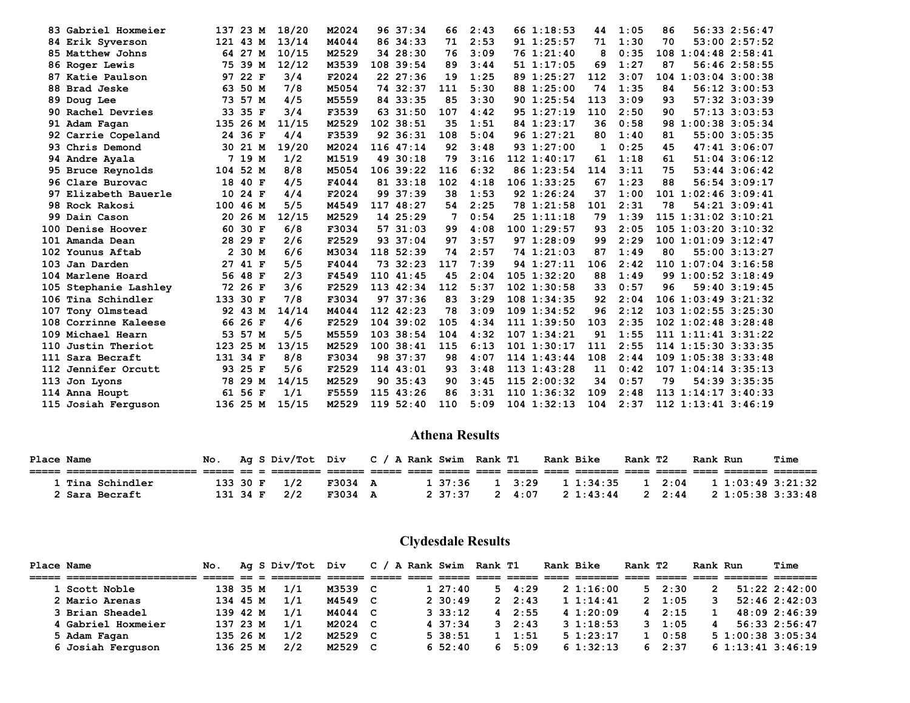| Place | Name | No. | Ag | S | Div/Tot | Div | Rank | Swim | Rank | T1 | Rank | Bike | Rank | T2 | Rank | Run | Time |
|---|---|---|---|---|---|---|---|---|---|---|---|---|---|---|---|---|---|
| 83 | Gabriel Hoxmeier | 137 | 23 | M | 18/20 | M2024 | 96 | 37:34 | 66 | 2:43 | 66 | 1:18:53 | 44 | 1:05 | 86 | 56:33 | 2:56:47 |
| 84 | Erik Syverson | 121 | 43 | M | 13/14 | M4044 | 86 | 34:33 | 71 | 2:53 | 91 | 1:25:57 | 71 | 1:30 | 70 | 53:00 | 2:57:52 |
| 85 | Matthew Johns | 64 | 27 | M | 10/15 | M2529 | 34 | 28:30 | 76 | 3:09 | 76 | 1:21:40 | 8 | 0:35 | 108 | 1:04:48 | 2:58:41 |
| 86 | Roger Lewis | 75 | 39 | M | 12/12 | M3539 | 108 | 39:54 | 89 | 3:44 | 51 | 1:17:05 | 69 | 1:27 | 87 | 56:46 | 2:58:55 |
| 87 | Katie Paulson | 97 | 22 | F | 3/4 | F2024 | 22 | 27:36 | 19 | 1:25 | 89 | 1:25:27 | 112 | 3:07 | 104 | 1:03:04 | 3:00:38 |
| 88 | Brad Jeske | 63 | 50 | M | 7/8 | M5054 | 74 | 32:37 | 111 | 5:30 | 88 | 1:25:00 | 74 | 1:35 | 84 | 56:12 | 3:00:53 |
| 89 | Doug Lee | 73 | 57 | M | 4/5 | M5559 | 84 | 33:35 | 85 | 3:30 | 90 | 1:25:54 | 113 | 3:09 | 93 | 57:32 | 3:03:39 |
| 90 | Rachel Devries | 33 | 35 | F | 3/4 | F3539 | 63 | 31:50 | 107 | 4:42 | 95 | 1:27:19 | 110 | 2:50 | 90 | 57:13 | 3:03:53 |
| 91 | Adam Fagan | 135 | 26 | M | 11/15 | M2529 | 102 | 38:51 | 35 | 1:51 | 84 | 1:23:17 | 36 | 0:58 | 98 | 1:00:38 | 3:05:34 |
| 92 | Carrie Copeland | 24 | 36 | F | 4/4 | F3539 | 92 | 36:31 | 108 | 5:04 | 96 | 1:27:21 | 80 | 1:40 | 81 | 55:00 | 3:05:35 |
| 93 | Chris Demond | 30 | 21 | M | 19/20 | M2024 | 116 | 47:14 | 92 | 3:48 | 93 | 1:27:00 | 1 | 0:25 | 45 | 47:41 | 3:06:07 |
| 94 | Andre Ayala | 7 | 19 | M | 1/2 | M1519 | 49 | 30:18 | 79 | 3:16 | 112 | 1:40:17 | 61 | 1:18 | 61 | 51:04 | 3:06:12 |
| 95 | Bruce Reynolds | 104 | 52 | M | 8/8 | M5054 | 106 | 39:22 | 116 | 6:32 | 86 | 1:23:54 | 114 | 3:11 | 75 | 53:44 | 3:06:42 |
| 96 | Clare Burovac | 18 | 40 | F | 4/5 | F4044 | 81 | 33:18 | 102 | 4:18 | 106 | 1:33:25 | 67 | 1:23 | 88 | 56:54 | 3:09:17 |
| 97 | Elizabeth Bauerle | 10 | 24 | F | 4/4 | F2024 | 99 | 37:39 | 38 | 1:53 | 92 | 1:26:24 | 37 | 1:00 | 101 | 1:02:46 | 3:09:41 |
| 98 | Rock Rakosi | 100 | 46 | M | 5/5 | M4549 | 117 | 48:27 | 54 | 2:25 | 78 | 1:21:58 | 101 | 2:31 | 78 | 54:21 | 3:09:41 |
| 99 | Dain Cason | 20 | 26 | M | 12/15 | M2529 | 14 | 25:29 | 7 | 0:54 | 25 | 1:11:18 | 79 | 1:39 | 115 | 1:31:02 | 3:10:21 |
| 100 | Denise Hoover | 60 | 30 | F | 6/8 | F3034 | 57 | 31:03 | 99 | 4:08 | 100 | 1:29:57 | 93 | 2:05 | 105 | 1:03:20 | 3:10:32 |
| 101 | Amanda Dean | 28 | 29 | F | 2/6 | F2529 | 93 | 37:04 | 97 | 3:57 | 97 | 1:28:09 | 99 | 2:29 | 100 | 1:01:09 | 3:12:47 |
| 102 | Younus Aftab | 2 | 30 | M | 6/6 | M3034 | 118 | 52:39 | 74 | 2:57 | 74 | 1:21:03 | 87 | 1:49 | 80 | 55:00 | 3:13:27 |
| 103 | Jan Darden | 27 | 41 | F | 5/5 | F4044 | 73 | 32:23 | 117 | 7:39 | 94 | 1:27:11 | 106 | 2:42 | 110 | 1:07:04 | 3:16:58 |
| 104 | Marlene Hoard | 56 | 48 | F | 2/3 | F4549 | 110 | 41:45 | 45 | 2:04 | 105 | 1:32:20 | 88 | 1:49 | 99 | 1:00:52 | 3:18:49 |
| 105 | Stephanie Lashley | 72 | 26 | F | 3/6 | F2529 | 113 | 42:34 | 112 | 5:37 | 102 | 1:30:58 | 33 | 0:57 | 96 | 59:40 | 3:19:45 |
| 106 | Tina Schindler | 133 | 30 | F | 7/8 | F3034 | 97 | 37:36 | 83 | 3:29 | 108 | 1:34:35 | 92 | 2:04 | 106 | 1:03:49 | 3:21:32 |
| 107 | Tony Olmstead | 92 | 43 | M | 14/14 | M4044 | 112 | 42:23 | 78 | 3:09 | 109 | 1:34:52 | 96 | 2:12 | 103 | 1:02:55 | 3:25:30 |
| 108 | Corrinne Kaleese | 66 | 26 | F | 4/6 | F2529 | 104 | 39:02 | 105 | 4:34 | 111 | 1:39:50 | 103 | 2:35 | 102 | 1:02:48 | 3:28:48 |
| 109 | Michael Hearn | 53 | 57 | M | 5/5 | M5559 | 103 | 38:54 | 104 | 4:32 | 107 | 1:34:21 | 91 | 1:55 | 111 | 1:11:41 | 3:31:22 |
| 110 | Justin Theriot | 123 | 25 | M | 13/15 | M2529 | 100 | 38:41 | 115 | 6:13 | 101 | 1:30:17 | 111 | 2:55 | 114 | 1:15:30 | 3:33:35 |
| 111 | Sara Becraft | 131 | 34 | F | 8/8 | F3034 | 98 | 37:37 | 98 | 4:07 | 114 | 1:43:44 | 108 | 2:44 | 109 | 1:05:38 | 3:33:48 |
| 112 | Jennifer Orcutt | 93 | 25 | F | 5/6 | F2529 | 114 | 43:01 | 93 | 3:48 | 113 | 1:43:28 | 11 | 0:42 | 107 | 1:04:14 | 3:35:13 |
| 113 | Jon Lyons | 78 | 29 | M | 14/15 | M2529 | 90 | 35:43 | 90 | 3:45 | 115 | 2:00:32 | 34 | 0:57 | 79 | 54:39 | 3:35:35 |
| 114 | Anna Houpt | 61 | 56 | F | 1/1 | F5559 | 115 | 43:26 | 86 | 3:31 | 110 | 1:36:32 | 109 | 2:48 | 113 | 1:14:17 | 3:40:33 |
| 115 | Josiah Ferguson | 136 | 25 | M | 15/15 | M2529 | 119 | 52:40 | 110 | 5:09 | 104 | 1:32:13 | 104 | 2:37 | 112 | 1:13:41 | 3:46:19 |

## Athena Results

| Place | Name | No. | Ag | S | Div/Tot | Div | C / A | Rank | Swim | Rank | T1 | Rank | Bike | Rank | T2 | Rank | Run | Time |
|---|---|---|---|---|---|---|---|---|---|---|---|---|---|---|---|---|---|---|
| 1 | Tina Schindler | 133 | 30 | F | 1/2 | F3034 | A | 1 | 37:36 | 1 | 3:29 | 1 | 1:34:35 | 1 | 2:04 | 1 | 1:03:49 | 3:21:32 |
| 2 | Sara Becraft | 131 | 34 | F | 2/2 | F3034 | A | 2 | 37:37 | 2 | 4:07 | 2 | 1:43:44 | 2 | 2:44 | 2 | 1:05:38 | 3:33:48 |

## Clydesdale Results

| Place | Name | No. | Ag | S | Div/Tot | Div | C / A | Rank | Swim | Rank | T1 | Rank | Bike | Rank | T2 | Rank | Run | Time |
|---|---|---|---|---|---|---|---|---|---|---|---|---|---|---|---|---|---|---|
| 1 | Scott Noble | 138 | 35 | M | 1/1 | M3539 | C | 1 | 27:40 | 5 | 4:29 | 2 | 1:16:00 | 5 | 2:30 | 2 | 51:22 | 2:42:00 |
| 2 | Mario Arenas | 134 | 45 | M | 1/1 | M4549 | C | 2 | 30:49 | 2 | 2:43 | 1 | 1:14:41 | 2 | 1:05 | 3 | 52:46 | 2:42:03 |
| 3 | Brian Sheadel | 139 | 42 | M | 1/1 | M4044 | C | 3 | 33:12 | 4 | 2:55 | 4 | 1:20:09 | 4 | 2:15 | 1 | 48:09 | 2:46:39 |
| 4 | Gabriel Hoxmeier | 137 | 23 | M | 1/1 | M2024 | C | 4 | 37:34 | 3 | 2:43 | 3 | 1:18:53 | 3 | 1:05 | 4 | 56:33 | 2:56:47 |
| 5 | Adam Fagan | 135 | 26 | M | 1/2 | M2529 | C | 5 | 38:51 | 1 | 1:51 | 5 | 1:23:17 | 1 | 0:58 | 5 | 1:00:38 | 3:05:34 |
| 6 | Josiah Ferguson | 136 | 25 | M | 2/2 | M2529 | C | 6 | 52:40 | 6 | 5:09 | 6 | 1:32:13 | 6 | 2:37 | 6 | 1:13:41 | 3:46:19 |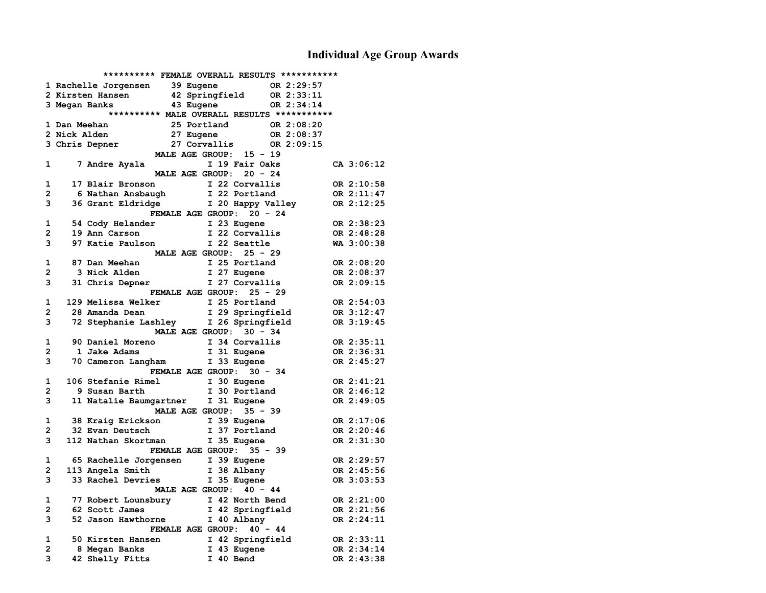# Individual Age Group Awards

```
          ********** FEMALE OVERALL RESULTS ***********
1 Rachelle Jorgensen    39 Eugene         OR 2:29:57
2 Kirsten Hansen        42 Springfield    OR 2:33:11
3 Megan Banks           43 Eugene         OR 2:34:14
          ********** MALE OVERALL RESULTS ***********
1 Dan Meehan            25 Portland       OR 2:08:20
2 Nick Alden            27 Eugene         OR 2:08:37
3 Chris Depner          27 Corvallis      OR 2:09:15
                    MALE AGE GROUP:  15 - 19
1     7 Andre Ayala           I 19 Fair Oaks          CA 3:06:12
                    MALE AGE GROUP:  20 - 24
1    17 Blair Bronson         I 22 Corvallis          OR 2:10:58
2     6 Nathan Ansbaugh       I 22 Portland           OR 2:11:47
3    36 Grant Eldridge        I 20 Happy Valley       OR 2:12:25
                   FEMALE AGE GROUP:  20 - 24
1    54 Cody Helander         I 23 Eugene             OR 2:38:23
2    19 Ann Carson            I 22 Corvallis          OR 2:48:28
3    97 Katie Paulson         I 22 Seattle            WA 3:00:38
                    MALE AGE GROUP:  25 - 29
1    87 Dan Meehan            I 25 Portland           OR 2:08:20
2     3 Nick Alden            I 27 Eugene             OR 2:08:37
3    31 Chris Depner          I 27 Corvallis          OR 2:09:15
                   FEMALE AGE GROUP:  25 - 29
1   129 Melissa Welker        I 25 Portland           OR 2:54:03
2    28 Amanda Dean           I 29 Springfield        OR 3:12:47
3    72 Stephanie Lashley     I 26 Springfield        OR 3:19:45
                    MALE AGE GROUP:  30 - 34
1    90 Daniel Moreno         I 34 Corvallis          OR 2:35:11
2     1 Jake Adams            I 31 Eugene             OR 2:36:31
3    70 Cameron Langham       I 33 Eugene             OR 2:45:27
                   FEMALE AGE GROUP:  30 - 34
1   106 Stefanie Rimel        I 30 Eugene             OR 2:41:21
2     9 Susan Barth           I 30 Portland           OR 2:46:12
3    11 Natalie Baumgartner   I 31 Eugene             OR 2:49:05
                    MALE AGE GROUP:  35 - 39
1    38 Kraig Erickson        I 39 Eugene             OR 2:17:06
2    32 Evan Deutsch          I 37 Portland           OR 2:20:46
3   112 Nathan Skortman       I 35 Eugene             OR 2:31:30
                   FEMALE AGE GROUP:  35 - 39
1    65 Rachelle Jorgensen    I 39 Eugene             OR 2:29:57
2   113 Angela Smith          I 38 Albany             OR 2:45:56
3    33 Rachel Devries        I 35 Eugene             OR 3:03:53
                    MALE AGE GROUP:  40 - 44
1    77 Robert Lounsbury      I 42 North Bend         OR 2:21:00
2    62 Scott James           I 42 Springfield        OR 2:21:56
3    52 Jason Hawthorne       I 40 Albany             OR 2:24:11
                   FEMALE AGE GROUP:  40 - 44
1    50 Kirsten Hansen        I 42 Springfield        OR 2:33:11
2     8 Megan Banks           I 43 Eugene             OR 2:34:14
3    42 Shelly Fitts          I 40 Bend               OR 2:43:38
```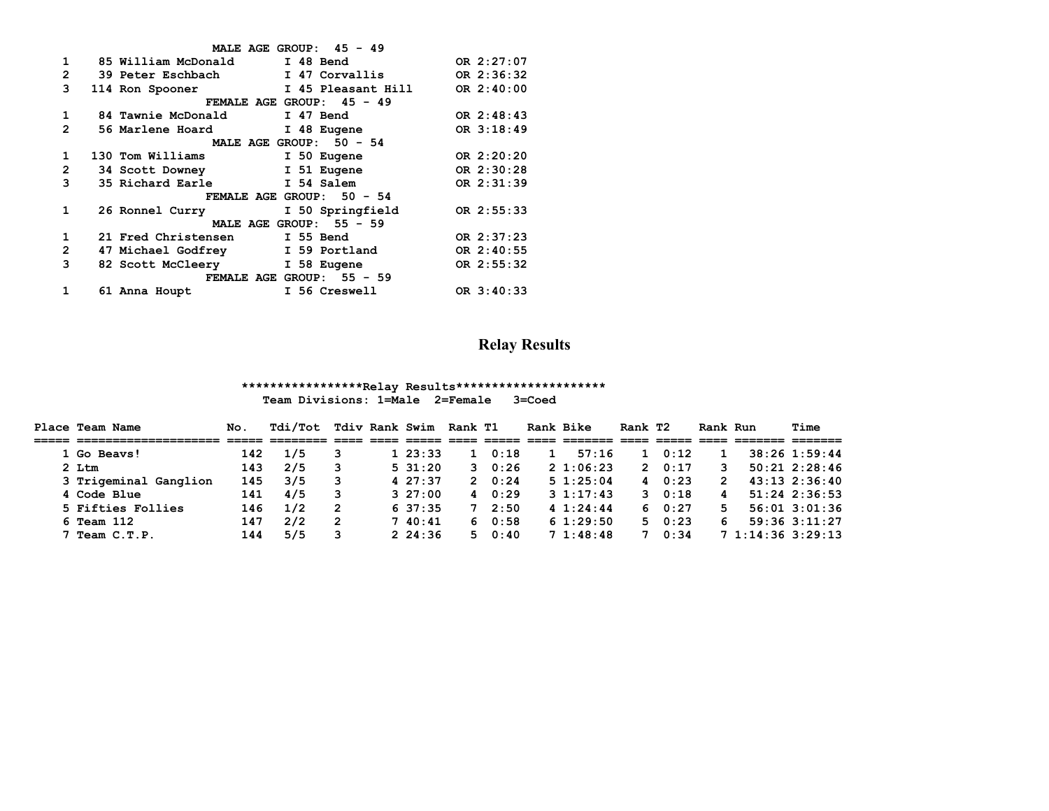| | | | | | |
|---|---|---|---|---|---|
| | | MALE AGE GROUP: 45 - 49 | | | |
| 1 | 85 | William McDonald | I 48 | Bend | OR 2:27:07 |
| 2 | 39 | Peter Eschbach | I 47 | Corvallis | OR 2:36:32 |
| 3 | 114 | Ron Spooner | I 45 | Pleasant Hill | OR 2:40:00 |
| | | FEMALE AGE GROUP: 45 - 49 | | | |
| 1 | 84 | Tawnie McDonald | I 47 | Bend | OR 2:48:43 |
| 2 | 56 | Marlene Hoard | I 48 | Eugene | OR 3:18:49 |
| | | MALE AGE GROUP: 50 - 54 | | | |
| 1 | 130 | Tom Williams | I 50 | Eugene | OR 2:20:20 |
| 2 | 34 | Scott Downey | I 51 | Eugene | OR 2:30:28 |
| 3 | 35 | Richard Earle | I 54 | Salem | OR 2:31:39 |
| | | FEMALE AGE GROUP: 50 - 54 | | | |
| 1 | 26 | Ronnel Curry | I 50 | Springfield | OR 2:55:33 |
| | | MALE AGE GROUP: 55 - 59 | | | |
| 1 | 21 | Fred Christensen | I 55 | Bend | OR 2:37:23 |
| 2 | 47 | Michael Godfrey | I 59 | Portland | OR 2:40:55 |
| 3 | 82 | Scott McCleery | I 58 | Eugene | OR 2:55:32 |
| | | FEMALE AGE GROUP: 55 - 59 | | | |
| 1 | 61 | Anna Houpt | I 56 | Creswell | OR 3:40:33 |

## Relay Results

*****************Relay Results*********************

Team Divisions: 1=Male 2=Female 3=Coed

| Place | Team Name | No. | Tdi/Tot | Tdiv | Rank | Swim | Rank | T1 | Rank | Bike | Rank | T2 | Rank | Run | Time |
|---|---|---|---|---|---|---|---|---|---|---|---|---|---|---|---|
| 1 | Go Beavs! | 142 | 1/5 | 3 | 1 | 23:33 | 1 | 0:18 | 1 | 57:16 | 1 | 0:12 | 1 | 38:26 | 1:59:44 |
| 2 | Ltm | 143 | 2/5 | 3 | 5 | 31:20 | 3 | 0:26 | 2 | 1:06:23 | 2 | 0:17 | 3 | 50:21 | 2:28:46 |
| 3 | Trigeminal Ganglion | 145 | 3/5 | 3 | 4 | 27:37 | 2 | 0:24 | 5 | 1:25:04 | 4 | 0:23 | 2 | 43:13 | 2:36:40 |
| 4 | Code Blue | 141 | 4/5 | 3 | 3 | 27:00 | 4 | 0:29 | 3 | 1:17:43 | 3 | 0:18 | 4 | 51:24 | 2:36:53 |
| 5 | Fifties Follies | 146 | 1/2 | 2 | 6 | 37:35 | 7 | 2:50 | 4 | 1:24:44 | 6 | 0:27 | 5 | 56:01 | 3:01:36 |
| 6 | Team 112 | 147 | 2/2 | 2 | 7 | 40:41 | 6 | 0:58 | 6 | 1:29:50 | 5 | 0:23 | 6 | 59:36 | 3:11:27 |
| 7 | Team C.T.P. | 144 | 5/5 | 3 | 2 | 24:36 | 5 | 0:40 | 7 | 1:48:48 | 7 | 0:34 | 7 | 1:14:36 | 3:29:13 |